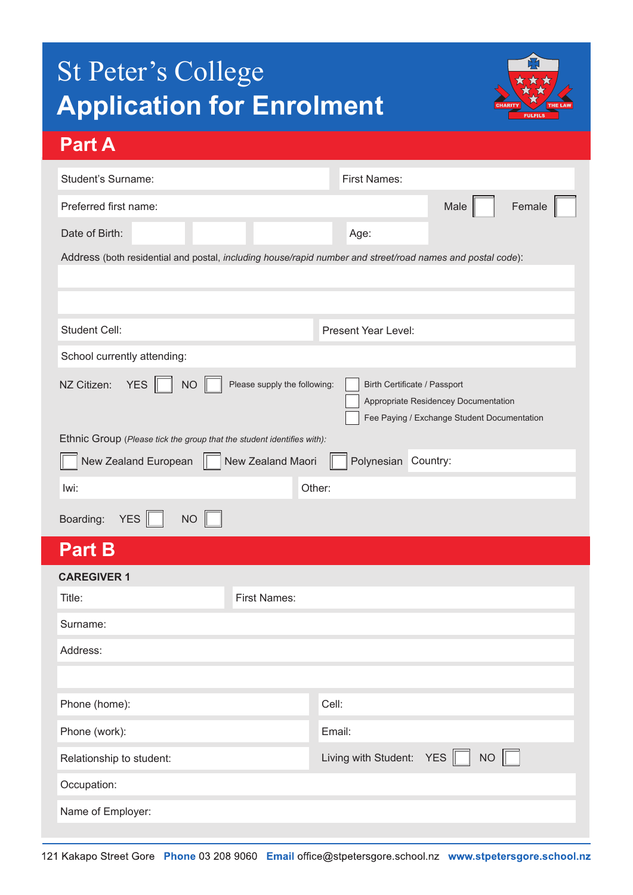# St Peter's College
# Application for Enrolment

## Part A

Student's Surname: First Names:

Preferred first name: Male ☐ Female ☐

Date of Birth: Age:

Address (both residential and postal, *including house/rapid number and street/road names and postal code*):

Student Cell: Present Year Level:

School currently attending:

NZ Citizen: YES ☐ NO ☐ Please supply the following:
- ☐ Birth Certificate / Passport
- ☐ Appropriate Residencey Documentation
- ☐ Fee Paying / Exchange Student Documentation

Ethnic Group (*Please tick the group that the student identifies with*):

☐ New Zealand European ☐ New Zealand Maori ☐ Polynesian Country:

Iwi: Other:

Boarding: YES ☐ NO ☐

## Part B

**CAREGIVER 1**

Title: First Names:

Surname:

Address:

Phone (home): Cell:

Phone (work): Email:

Relationship to student: Living with Student: YES ☐ NO ☐

Occupation:

Name of Employer:

121 Kakapo Street Gore **Phone** 03 208 9060 **Email** office@stpetersgore.school.nz **www.stpetersgore.school.nz**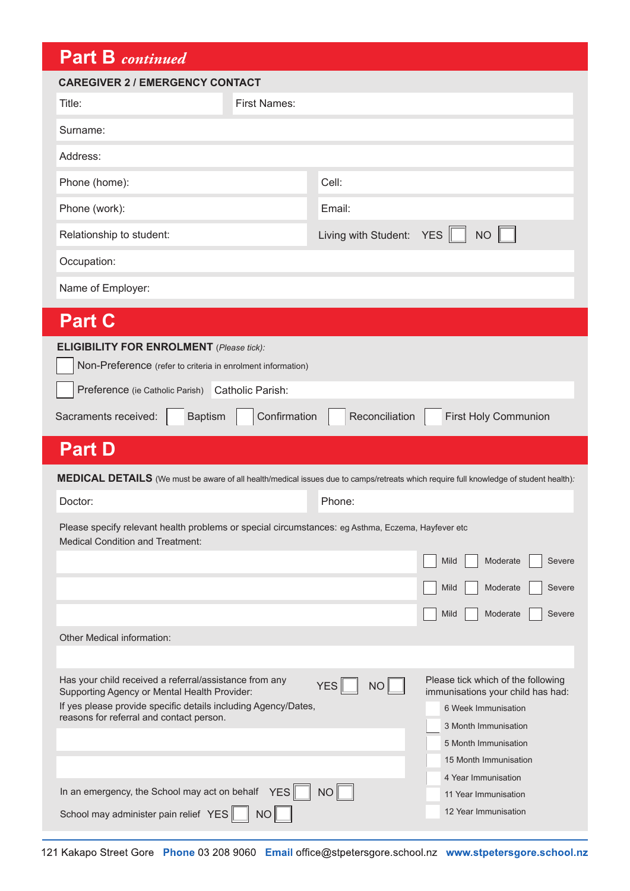## Part B *continued*

**CAREGIVER 2 / EMERGENCY CONTACT**

Title: First Names:

Surname:

Address:

Phone (home): Cell:

Phone (work): Email:

Relationship to student: Living with Student: YES ☐ NO ☐

Occupation:

Name of Employer:

## Part C

**ELIGIBILITY FOR ENROLMENT** (*Please tick*):

☐ Non-Preference (refer to criteria in enrolment information)

☐ Preference (ie Catholic Parish) Catholic Parish:

Sacraments received: ☐ Baptism ☐ Confirmation ☐ Reconciliation ☐ First Holy Communion

## Part D

**MEDICAL DETAILS** (We must be aware of all health/medical issues due to camps/retreats which require full knowledge of student health):

Doctor: Phone:

Please specify relevant health problems or special circumstances: eg Asthma, Eczema, Hayfever etc

Medical Condition and Treatment:

| Medical Condition and Treatment | Severity |
|---|---|
| | ☐ Mild ☐ Moderate ☐ Severe |
| | ☐ Mild ☐ Moderate ☐ Severe |
| | ☐ Mild ☐ Moderate ☐ Severe |

Other Medical information:

Has your child received a referral/assistance from any Supporting Agency or Mental Health Provider: YES ☐ NO ☐

If yes please provide specific details including Agency/Dates, reasons for referral and contact person.

In an emergency, the School may act on behalf YES ☐ NO ☐

School may administer pain relief YES ☐ NO ☐

Please tick which of the following immunisations your child has had:

- ☐ 6 Week Immunisation
- ☐ 3 Month Immunisation
- ☐ 5 Month Immunisation
- ☐ 15 Month Immunisation
- ☐ 4 Year Immunisation
- ☐ 11 Year Immunisation
- ☐ 12 Year Immunisation

121 Kakapo Street Gore **Phone** 03 208 9060 **Email** office@stpetersgore.school.nz **www.stpetersgore.school.nz**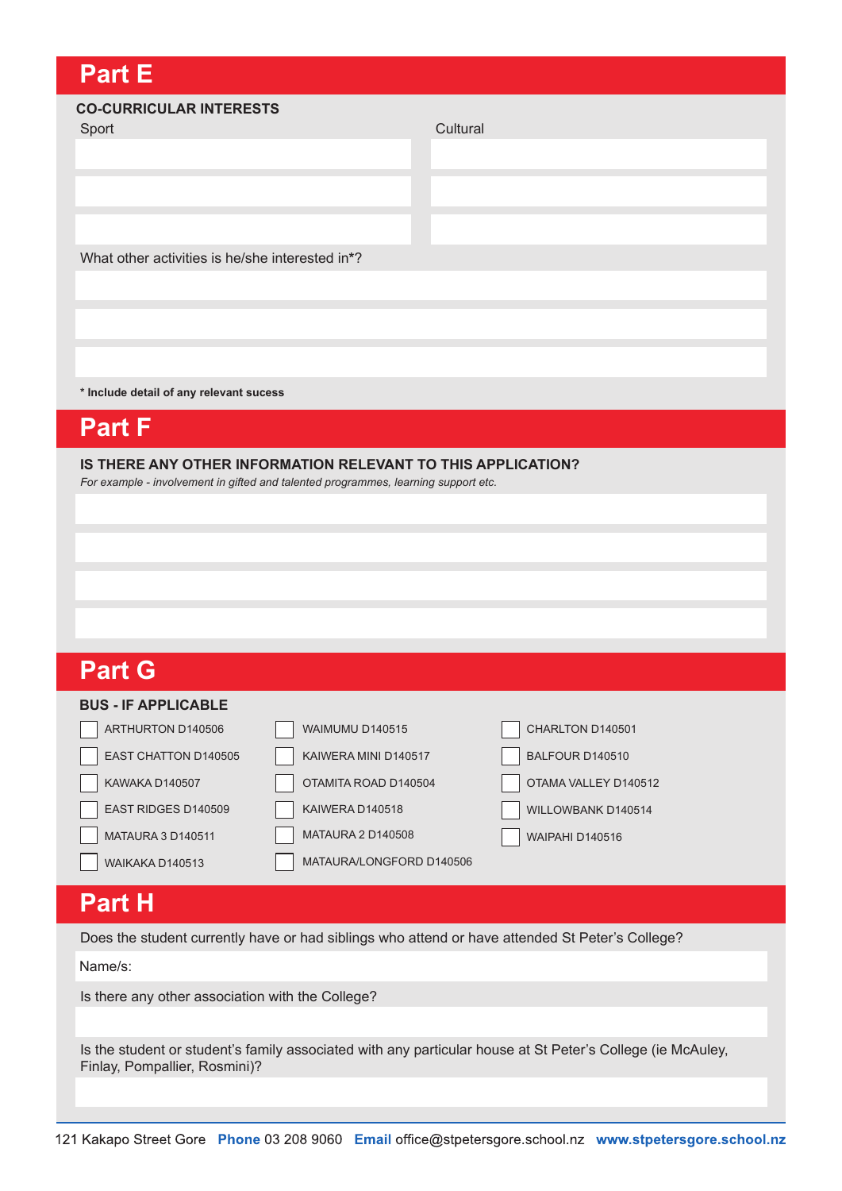## Part E

**CO-CURRICULAR INTERESTS**

| Sport | Cultural |
| --- | --- |
| | |
| | |
| | |

What other activities is he/she interested in*?

**\* Include detail of any relevant sucess**

## Part F

**IS THERE ANY OTHER INFORMATION RELEVANT TO THIS APPLICATION?**

*For example - involvement in gifted and talented programmes, learning support etc.*

## Part G

**BUS - IF APPLICABLE**

- [ ] ARTHURTON D140506
- [ ] EAST CHATTON D140505
- [ ] KAWAKA D140507
- [ ] EAST RIDGES D140509
- [ ] MATAURA 3 D140511
- [ ] WAIKAKA D140513
- [ ] WAIMUMU D140515
- [ ] KAIWERA MINI D140517
- [ ] OTAMITA ROAD D140504
- [ ] KAIWERA D140518
- [ ] MATAURA 2 D140508
- [ ] MATAURA/LONGFORD D140506
- [ ] CHARLTON D140501
- [ ] BALFOUR D140510
- [ ] OTAMA VALLEY D140512
- [ ] WILLOWBANK D140514
- [ ] WAIPAHI D140516

## Part H

Does the student currently have or had siblings who attend or have attended St Peter's College?

Name/s:

Is there any other association with the College?

Is the student or student's family associated with any particular house at St Peter's College (ie McAuley, Finlay, Pompallier, Rosmini)?

121 Kakapo Street Gore **Phone** 03 208 9060 **Email** office@stpetersgore.school.nz **www.stpetersgore.school.nz**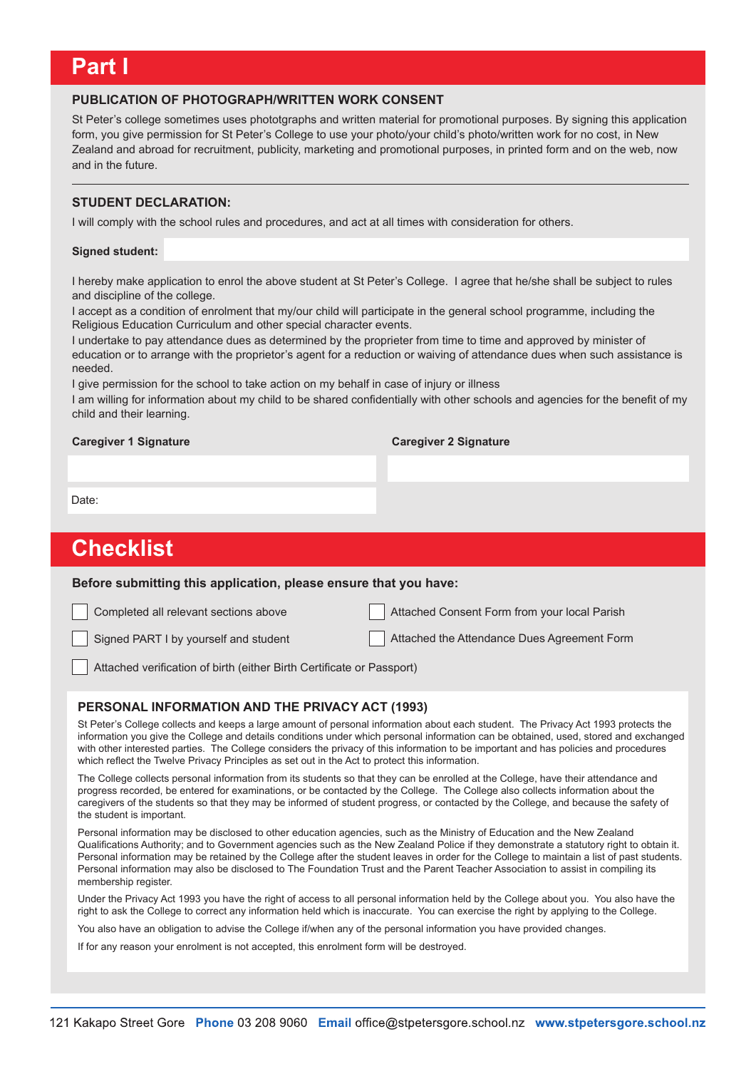# Part I

### PUBLICATION OF PHOTOGRAPH/WRITTEN WORK CONSENT

St Peter's college sometimes uses phototgraphs and written material for promotional purposes. By signing this application form, you give permission for St Peter's College to use your photo/your child's photo/written work for no cost, in New Zealand and abroad for recruitment, publicity, marketing and promotional purposes, in printed form and on the web, now and in the future.

---

### STUDENT DECLARATION:

I will comply with the school rules and procedures, and act at all times with consideration for others.

**Signed student:**

I hereby make application to enrol the above student at St Peter's College. I agree that he/she shall be subject to rules and discipline of the college.

I accept as a condition of enrolment that my/our child will participate in the general school programme, including the Religious Education Curriculum and other special character events.

I undertake to pay attendance dues as determined by the proprieter from time to time and approved by minister of education or to arrange with the proprietor's agent for a reduction or waiving of attendance dues when such assistance is needed.

I give permission for the school to take action on my behalf in case of injury or illness

I am willing for information about my child to be shared confidentially with other schools and agencies for the benefit of my child and their learning.

**Caregiver 1 Signature**

**Caregiver 2 Signature**

Date:

# Checklist

**Before submitting this application, please ensure that you have:**

- [ ] Completed all relevant sections above
- [ ] Attached Consent Form from your local Parish
- [ ] Signed PART I by yourself and student
- [ ] Attached the Attendance Dues Agreement Form
- [ ] Attached verification of birth (either Birth Certificate or Passport)

### PERSONAL INFORMATION AND THE PRIVACY ACT (1993)

St Peter's College collects and keeps a large amount of personal information about each student. The Privacy Act 1993 protects the information you give the College and details conditions under which personal information can be obtained, used, stored and exchanged with other interested parties. The College considers the privacy of this information to be important and has policies and procedures which reflect the Twelve Privacy Principles as set out in the Act to protect this information.

The College collects personal information from its students so that they can be enrolled at the College, have their attendance and progress recorded, be entered for examinations, or be contacted by the College. The College also collects information about the caregivers of the students so that they may be informed of student progress, or contacted by the College, and because the safety of the student is important.

Personal information may be disclosed to other education agencies, such as the Ministry of Education and the New Zealand Qualifications Authority; and to Government agencies such as the New Zealand Police if they demonstrate a statutory right to obtain it. Personal information may be retained by the College after the student leaves in order for the College to maintain a list of past students. Personal information may also be disclosed to The Foundation Trust and the Parent Teacher Association to assist in compiling its membership register.

Under the Privacy Act 1993 you have the right of access to all personal information held by the College about you. You also have the right to ask the College to correct any information held which is inaccurate. You can exercise the right by applying to the College.

You also have an obligation to advise the College if/when any of the personal information you have provided changes.

If for any reason your enrolment is not accepted, this enrolment form will be destroyed.

121 Kakapo Street Gore **Phone** 03 208 9060 **Email** office@stpetersgore.school.nz **www.stpetersgore.school.nz**